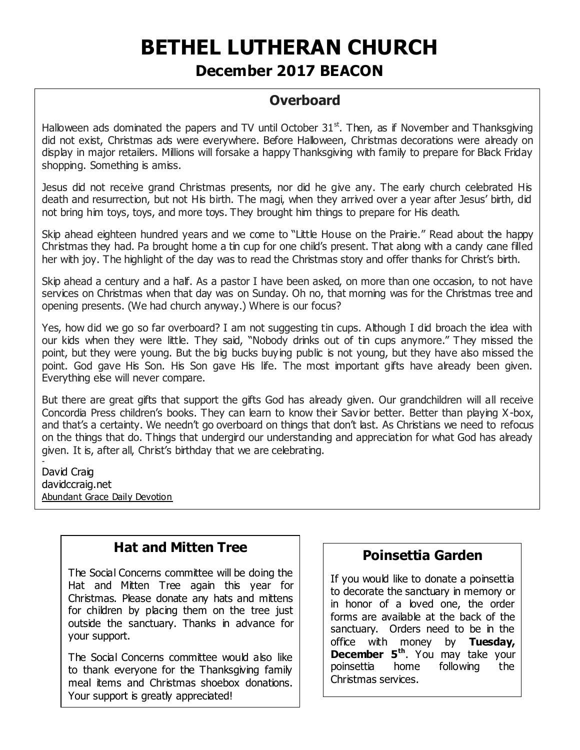# BETHEL LUTHERAN CHURCH

## December 2017 BEACON

### Overboard

Halloween ads dominated the papers and TV until October 31st. Then, as if November and Thanksgiving did not exist, Christmas ads were everywhere. Before Halloween, Christmas decorations were already on display in major retailers. Millions will forsake a happy Thanksgiving with family to prepare for Black Friday shopping. Something is amiss.

Jesus did not receive grand Christmas presents, nor did he give any. The early church celebrated His death and resurrection, but not His birth. The magi, when they arrived over a year after Jesus' birth, did not bring him toys, toys, and more toys. They brought him things to prepare for His death.

Skip ahead eighteen hundred years and we come to "Little House on the Prairie." Read about the happy Christmas they had. Pa brought home a tin cup for one child's present. That along with a candy cane filled her with joy. The highlight of the day was to read the Christmas story and offer thanks for Christ's birth.

Skip ahead a century and a half. As a pastor I have been asked, on more than one occasion, to not have services on Christmas when that day was on Sunday. Oh no, that morning was for the Christmas tree and opening presents. (We had church anyway.) Where is our focus?

Yes, how did we go so far overboard? I am not suggesting tin cups. Although I did broach the idea with our kids when they were little. They said, "Nobody drinks out of tin cups anymore." They missed the point, but they were young. But the big bucks buying public is not young, but they have also missed the point. God gave His Son. His Son gave His life. The most important gifts have already been given. Everything else will never compare.

But there are great gifts that support the gifts God has already given. Our grandchildren will all receive Concordia Press children's books. They can learn to know their Savior better. Better than playing X-box, and that's a certainty. We needn't go overboard on things that don't last. As Christians we need to refocus on the things that do. Things that undergird our understanding and appreciation for what God has already given. It is, after all, Christ's birthday that we are celebrating.

-
David Craig
davidccraig.net
Abundant Grace Daily Devotion

### Hat and Mitten Tree

The Social Concerns committee will be doing the Hat and Mitten Tree again this year for Christmas. Please donate any hats and mittens for children by placing them on the tree just outside the sanctuary. Thanks in advance for your support.

The Social Concerns committee would also like to thank everyone for the Thanksgiving family meal items and Christmas shoebox donations. Your support is greatly appreciated!

### Poinsettia Garden

If you would like to donate a poinsettia to decorate the sanctuary in memory or in honor of a loved one, the order forms are available at the back of the sanctuary. Orders need to be in the office with money by **Tuesday, December 5th**. You may take your poinsettia home following the Christmas services.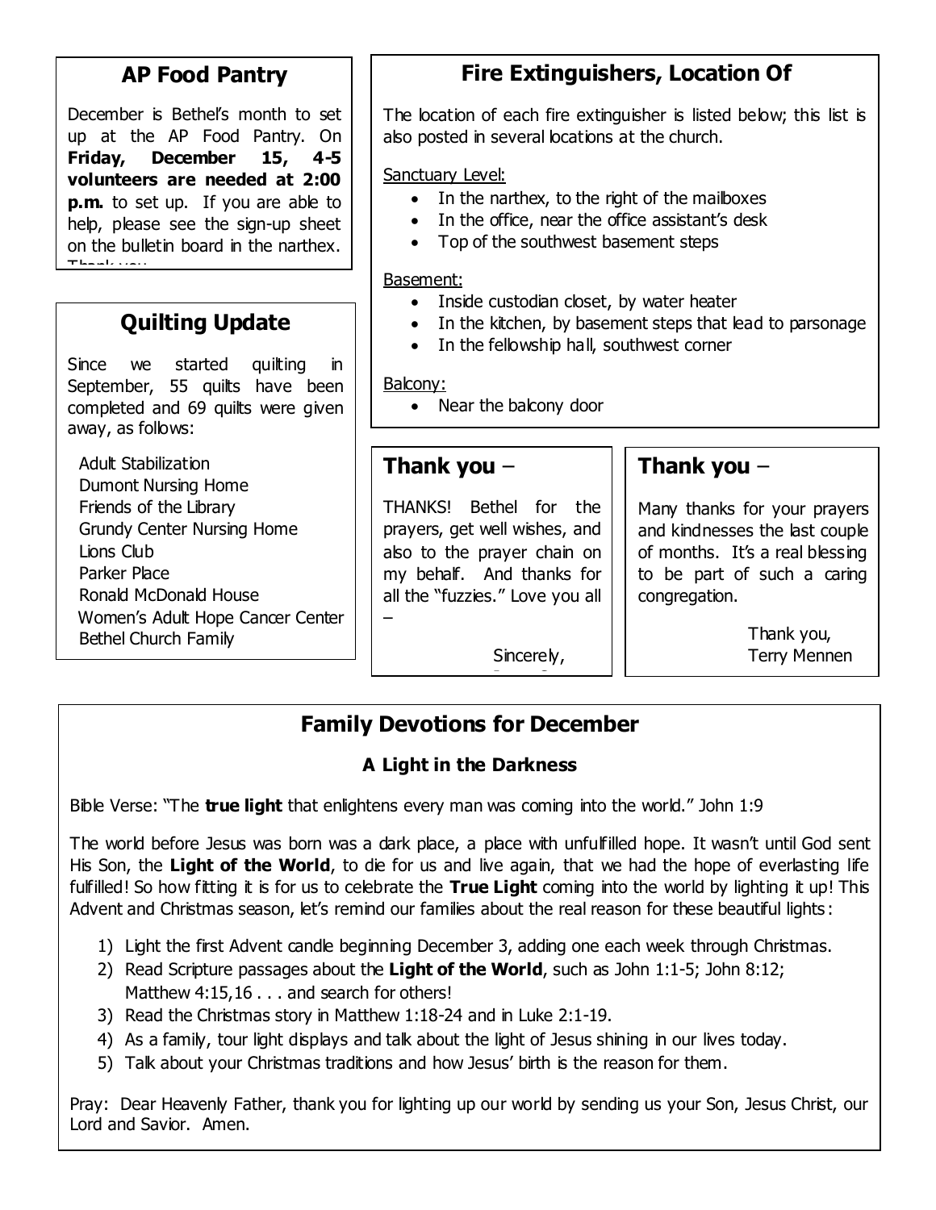## AP Food Pantry

December is Bethel's month to set up at the AP Food Pantry. On **Friday, December 15, 4-5 volunteers are needed at 2:00 p.m.** to set up. If you are able to help, please see the sign-up sheet on the bulletin board in the narthex. Thank you.

## Quilting Update

Since we started quilting in September, 55 quilts have been completed and 69 quilts were given away, as follows:

Adult Stabilization
Dumont Nursing Home
Friends of the Library
Grundy Center Nursing Home
Lions Club
Parker Place
Ronald McDonald House
Women's Adult Hope Cancer Center
Bethel Church Family

## Fire Extinguishers, Location Of

The location of each fire extinguisher is listed below; this list is also posted in several locations at the church.

Sanctuary Level:

- In the narthex, to the right of the mailboxes
- In the office, near the office assistant's desk
- Top of the southwest basement steps

Basement:

- Inside custodian closet, by water heater
- In the kitchen, by basement steps that lead to parsonage
- In the fellowship hall, southwest corner

Balcony:

- Near the balcony door

## Thank you –

THANKS! Bethel for the prayers, get well wishes, and also to the prayer chain on my behalf. And thanks for all the "fuzzies." Love you all –

Sincerely,

## Thank you –

Many thanks for your prayers and kindnesses the last couple of months. It's a real blessing to be part of such a caring congregation.

Thank you,
Terry Mennen

## Family Devotions for December

### A Light in the Darkness

Bible Verse: "The **true light** that enlightens every man was coming into the world." John 1:9

The world before Jesus was born was a dark place, a place with unfulfilled hope. It wasn't until God sent His Son, the **Light of the World**, to die for us and live again, that we had the hope of everlasting life fulfilled! So how fitting it is for us to celebrate the **True Light** coming into the world by lighting it up! This Advent and Christmas season, let's remind our families about the real reason for these beautiful lights:

1) Light the first Advent candle beginning December 3, adding one each week through Christmas.
2) Read Scripture passages about the **Light of the World**, such as John 1:1-5; John 8:12; Matthew 4:15,16 . . . and search for others!
3) Read the Christmas story in Matthew 1:18-24 and in Luke 2:1-19.
4) As a family, tour light displays and talk about the light of Jesus shining in our lives today.
5) Talk about your Christmas traditions and how Jesus' birth is the reason for them.

Pray: Dear Heavenly Father, thank you for lighting up our world by sending us your Son, Jesus Christ, our Lord and Savior. Amen.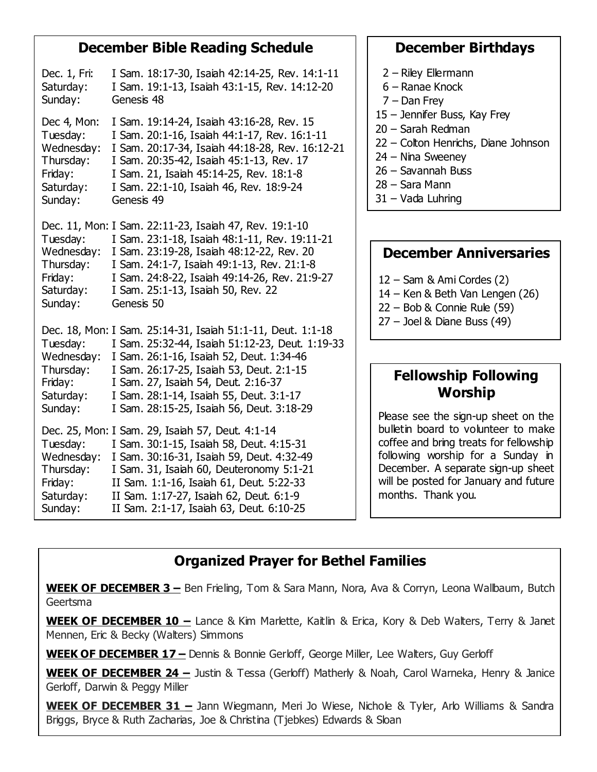## December Bible Reading Schedule

Dec. 1, Fri: I Sam. 18:17-30, Isaiah 42:14-25, Rev. 14:1-11
Saturday: I Sam. 19:1-13, Isaiah 43:1-15, Rev. 14:12-20
Sunday: Genesis 48

Dec 4, Mon: I Sam. 19:14-24, Isaiah 43:16-28, Rev. 15
Tuesday: I Sam. 20:1-16, Isaiah 44:1-17, Rev. 16:1-11
Wednesday: I Sam. 20:17-34, Isaiah 44:18-28, Rev. 16:12-21
Thursday: I Sam. 20:35-42, Isaiah 45:1-13, Rev. 17
Friday: I Sam. 21, Isaiah 45:14-25, Rev. 18:1-8
Saturday: I Sam. 22:1-10, Isaiah 46, Rev. 18:9-24
Sunday: Genesis 49

Dec. 11, Mon: I Sam. 22:11-23, Isaiah 47, Rev. 19:1-10
Tuesday: I Sam. 23:1-18, Isaiah 48:1-11, Rev. 19:11-21
Wednesday: I Sam. 23:19-28, Isaiah 48:12-22, Rev. 20
Thursday: I Sam. 24:1-7, Isaiah 49:1-13, Rev. 21:1-8
Friday: I Sam. 24:8-22, Isaiah 49:14-26, Rev. 21:9-27
Saturday: I Sam. 25:1-13, Isaiah 50, Rev. 22
Sunday: Genesis 50

Dec. 18, Mon: I Sam. 25:14-31, Isaiah 51:1-11, Deut. 1:1-18
Tuesday: I Sam. 25:32-44, Isaiah 51:12-23, Deut. 1:19-33
Wednesday: I Sam. 26:1-16, Isaiah 52, Deut. 1:34-46
Thursday: I Sam. 26:17-25, Isaiah 53, Deut. 2:1-15
Friday: I Sam. 27, Isaiah 54, Deut. 2:16-37
Saturday: I Sam. 28:1-14, Isaiah 55, Deut. 3:1-17
Sunday: I Sam. 28:15-25, Isaiah 56, Deut. 3:18-29

Dec. 25, Mon: I Sam. 29, Isaiah 57, Deut. 4:1-14
Tuesday: I Sam. 30:1-15, Isaiah 58, Deut. 4:15-31
Wednesday: I Sam. 30:16-31, Isaiah 59, Deut. 4:32-49
Thursday: I Sam. 31, Isaiah 60, Deuteronomy 5:1-21
Friday: II Sam. 1:1-16, Isaiah 61, Deut. 5:22-33
Saturday: II Sam. 1:17-27, Isaiah 62, Deut. 6:1-9
Sunday: II Sam. 2:1-17, Isaiah 63, Deut. 6:10-25

## December Birthdays

2 – Riley Ellermann
6 – Ranae Knock
7 – Dan Frey
15 – Jennifer Buss, Kay Frey
20 – Sarah Redman
22 – Colton Henrichs, Diane Johnson
24 – Nina Sweeney
26 – Savannah Buss
28 – Sara Mann
31 – Vada Luhring

## December Anniversaries

12 – Sam & Ami Cordes (2)
14 – Ken & Beth Van Lengen (26)
22 – Bob & Connie Rule (59)
27 – Joel & Diane Buss (49)

## Fellowship Following Worship

Please see the sign-up sheet on the bulletin board to volunteer to make coffee and bring treats for fellowship following worship for a Sunday in December. A separate sign-up sheet will be posted for January and future months. Thank you.

## Organized Prayer for Bethel Families

**WEEK OF DECEMBER 3 –** Ben Frieling, Tom & Sara Mann, Nora, Ava & Corryn, Leona Wallbaum, Butch Geertsma

**WEEK OF DECEMBER 10 –** Lance & Kim Marlette, Kaitlin & Erica, Kory & Deb Walters, Terry & Janet Mennen, Eric & Becky (Walters) Simmons

**WEEK OF DECEMBER 17 –** Dennis & Bonnie Gerloff, George Miller, Lee Walters, Guy Gerloff

**WEEK OF DECEMBER 24 –** Justin & Tessa (Gerloff) Matherly & Noah, Carol Warneka, Henry & Janice Gerloff, Darwin & Peggy Miller

**WEEK OF DECEMBER 31 –** Jann Wiegmann, Meri Jo Wiese, Nichole & Tyler, Arlo Williams & Sandra Briggs, Bryce & Ruth Zacharias, Joe & Christina (Tjebkes) Edwards & Sloan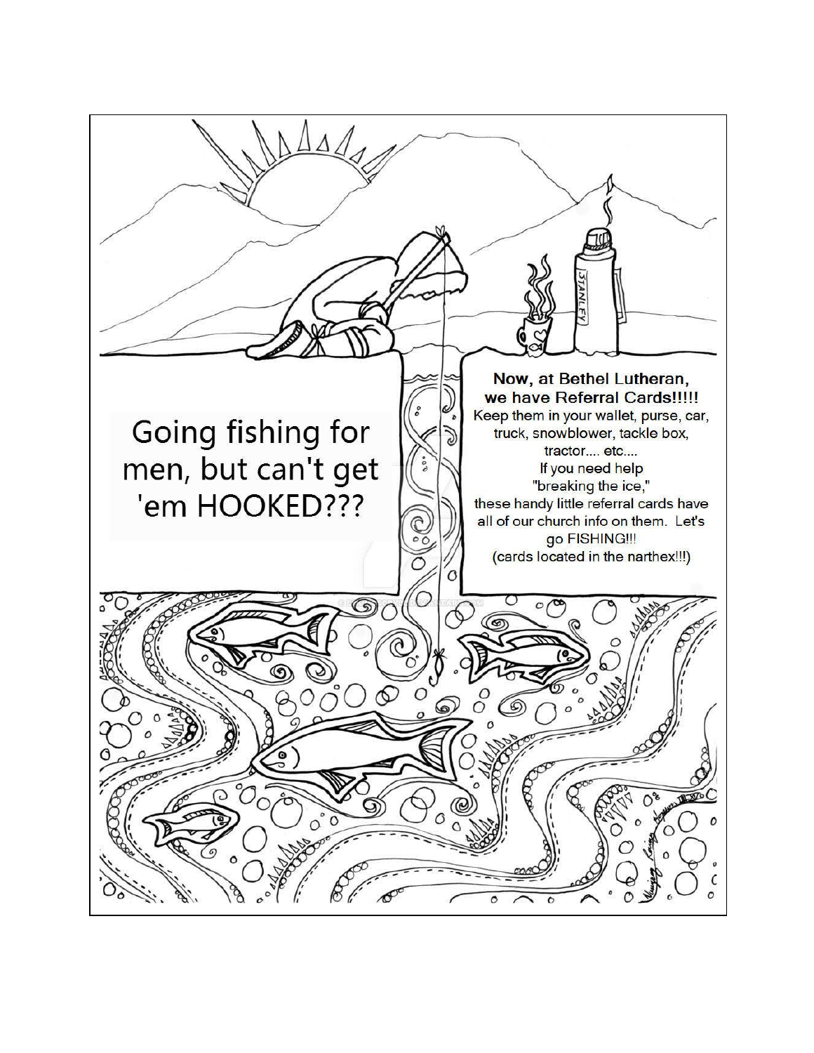Going fishing for men, but can't get 'em HOOKED???

**Now, at Bethel Lutheran, we have Referral Cards!!!!!**

Keep them in your wallet, purse, car, truck, snowblower, tackle box, tractor.... etc....

If you need help "breaking the ice," these handy little referral cards have all of our church info on them. Let's go FISHING!!!

(cards located in the narthex!!!)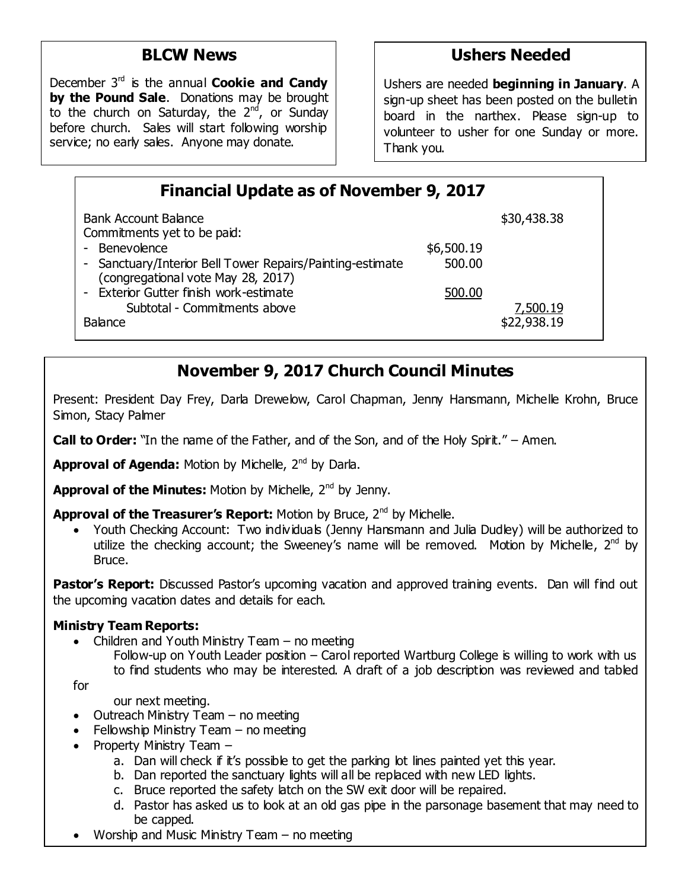## BLCW News

December 3rd is the annual **Cookie and Candy by the Pound Sale**. Donations may be brought to the church on Saturday, the 2nd, or Sunday before church. Sales will start following worship service; no early sales. Anyone may donate.

## Ushers Needed

Ushers are needed **beginning in January**. A sign-up sheet has been posted on the bulletin board in the narthex. Please sign-up to volunteer to usher for one Sunday or more. Thank you.

## Financial Update as of November 9, 2017

| | | |
|---|---|---|
| Bank Account Balance | | $30,438.38 |
| Commitments yet to be paid: | | |
| - Benevolence | $6,500.19 | |
| - Sanctuary/Interior Bell Tower Repairs/Painting-estimate (congregational vote May 28, 2017) | 500.00 | |
| - Exterior Gutter finish work-estimate | 500.00 | |
| Subtotal - Commitments above | | 7,500.19 |
| Balance | | $22,938.19 |

## November 9, 2017 Church Council Minutes

Present: President Day Frey, Darla Drewelow, Carol Chapman, Jenny Hansmann, Michelle Krohn, Bruce Simon, Stacy Palmer

**Call to Order:** "In the name of the Father, and of the Son, and of the Holy Spirit." – Amen.

**Approval of Agenda:** Motion by Michelle, 2nd by Darla.

**Approval of the Minutes:** Motion by Michelle, 2nd by Jenny.

**Approval of the Treasurer's Report:** Motion by Bruce, 2nd by Michelle.

- Youth Checking Account: Two individuals (Jenny Hansmann and Julia Dudley) will be authorized to utilize the checking account; the Sweeney's name will be removed. Motion by Michelle, 2nd by Bruce.

**Pastor's Report:** Discussed Pastor's upcoming vacation and approved training events. Dan will find out the upcoming vacation dates and details for each.

**Ministry Team Reports:**

- Children and Youth Ministry Team – no meeting
  Follow-up on Youth Leader position – Carol reported Wartburg College is willing to work with us to find students who may be interested. A draft of a job description was reviewed and tabled for our next meeting.
- Outreach Ministry Team – no meeting
- Fellowship Ministry Team – no meeting
- Property Ministry Team –
  a. Dan will check if it's possible to get the parking lot lines painted yet this year.
  b. Dan reported the sanctuary lights will all be replaced with new LED lights.
  c. Bruce reported the safety latch on the SW exit door will be repaired.
  d. Pastor has asked us to look at an old gas pipe in the parsonage basement that may need to be capped.
- Worship and Music Ministry Team – no meeting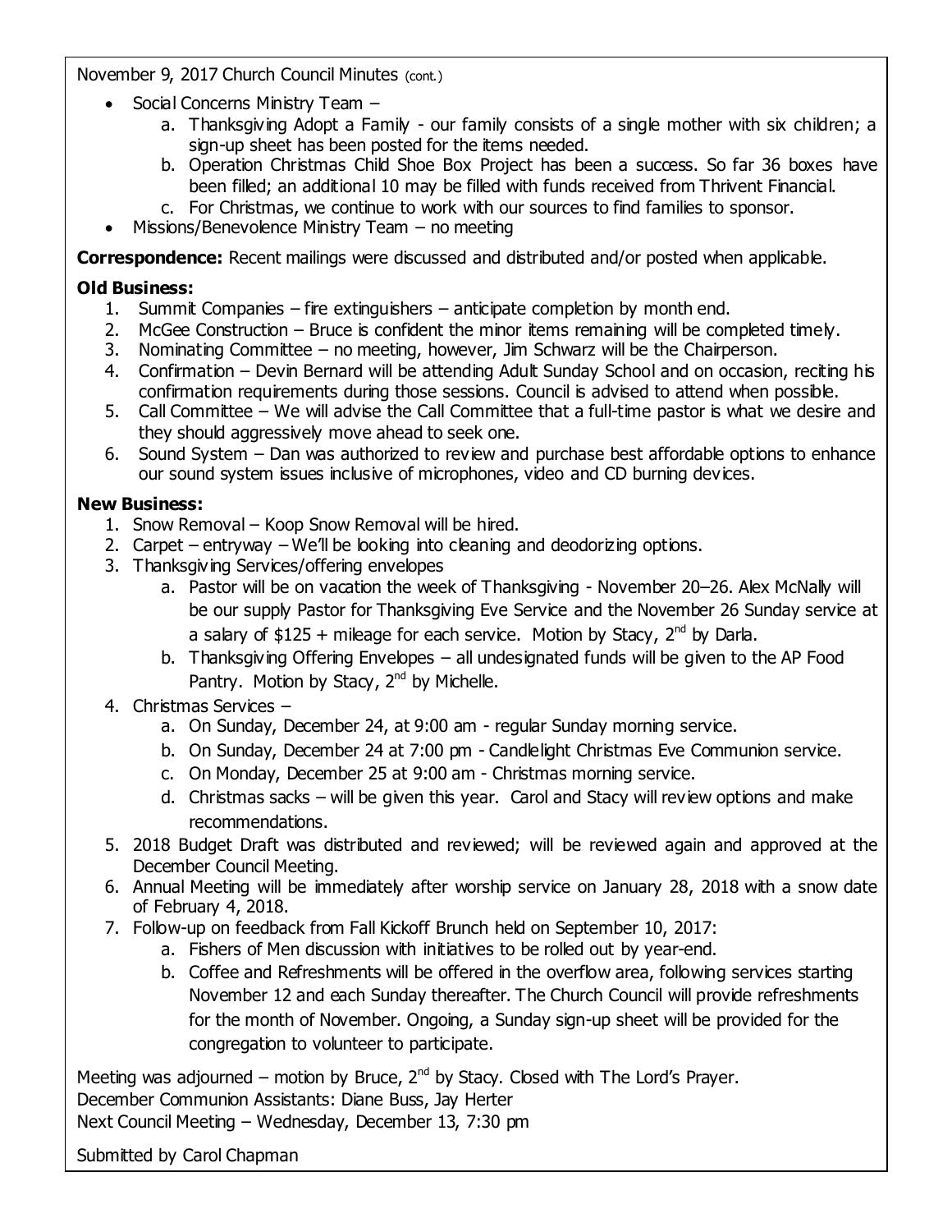November 9, 2017 Church Council Minutes (cont.)

- Social Concerns Ministry Team –
  a. Thanksgiving Adopt a Family - our family consists of a single mother with six children; a sign-up sheet has been posted for the items needed.
  b. Operation Christmas Child Shoe Box Project has been a success. So far 36 boxes have been filled; an additional 10 may be filled with funds received from Thrivent Financial.
  c. For Christmas, we continue to work with our sources to find families to sponsor.
- Missions/Benevolence Ministry Team – no meeting

**Correspondence:** Recent mailings were discussed and distributed and/or posted when applicable.

**Old Business:**

1. Summit Companies – fire extinguishers – anticipate completion by month end.
2. McGee Construction – Bruce is confident the minor items remaining will be completed timely.
3. Nominating Committee – no meeting, however, Jim Schwarz will be the Chairperson.
4. Confirmation – Devin Bernard will be attending Adult Sunday School and on occasion, reciting his confirmation requirements during those sessions. Council is advised to attend when possible.
5. Call Committee – We will advise the Call Committee that a full-time pastor is what we desire and they should aggressively move ahead to seek one.
6. Sound System – Dan was authorized to review and purchase best affordable options to enhance our sound system issues inclusive of microphones, video and CD burning devices.

**New Business:**

1. Snow Removal – Koop Snow Removal will be hired.
2. Carpet – entryway – We'll be looking into cleaning and deodorizing options.
3. Thanksgiving Services/offering envelopes
   a. Pastor will be on vacation the week of Thanksgiving - November 20–26. Alex McNally will be our supply Pastor for Thanksgiving Eve Service and the November 26 Sunday service at a salary of $125 + mileage for each service. Motion by Stacy, 2nd by Darla.
   b. Thanksgiving Offering Envelopes – all undesignated funds will be given to the AP Food Pantry. Motion by Stacy, 2nd by Michelle.
4. Christmas Services –
   a. On Sunday, December 24, at 9:00 am - regular Sunday morning service.
   b. On Sunday, December 24 at 7:00 pm - Candlelight Christmas Eve Communion service.
   c. On Monday, December 25 at 9:00 am - Christmas morning service.
   d. Christmas sacks – will be given this year. Carol and Stacy will review options and make recommendations.
5. 2018 Budget Draft was distributed and reviewed; will be reviewed again and approved at the December Council Meeting.
6. Annual Meeting will be immediately after worship service on January 28, 2018 with a snow date of February 4, 2018.
7. Follow-up on feedback from Fall Kickoff Brunch held on September 10, 2017:
   a. Fishers of Men discussion with initiatives to be rolled out by year-end.
   b. Coffee and Refreshments will be offered in the overflow area, following services starting November 12 and each Sunday thereafter. The Church Council will provide refreshments for the month of November. Ongoing, a Sunday sign-up sheet will be provided for the congregation to volunteer to participate.

Meeting was adjourned – motion by Bruce, 2nd by Stacy. Closed with The Lord's Prayer.
December Communion Assistants: Diane Buss, Jay Herter
Next Council Meeting – Wednesday, December 13, 7:30 pm

Submitted by Carol Chapman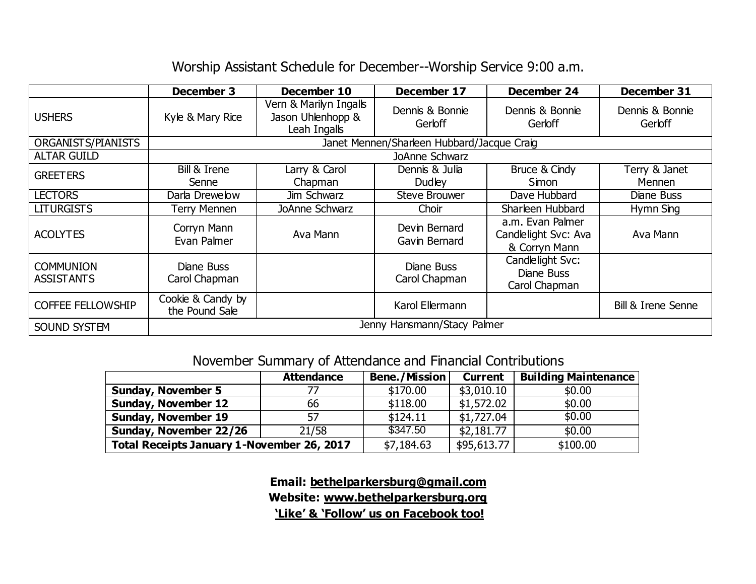## Worship Assistant Schedule for December--Worship Service 9:00 a.m.

| | December 3 | December 10 | December 17 | December 24 | December 31 |
|---|---|---|---|---|---|
| USHERS | Kyle & Mary Rice | Vern & Marilyn Ingalls Jason Uhlenhopp & Leah Ingalls | Dennis & Bonnie Gerloff | Dennis & Bonnie Gerloff | Dennis & Bonnie Gerloff |
| ORGANISTS/PIANISTS | Janet Mennen/Sharleen Hubbard/Jacque Craig | | | | |
| ALTAR GUILD | JoAnne Schwarz | | | | |
| GREETERS | Bill & Irene Senne | Larry & Carol Chapman | Dennis & Julia Dudley | Bruce & Cindy Simon | Terry & Janet Mennen |
| LECTORS | Darla Drewelow | Jim Schwarz | Steve Brouwer | Dave Hubbard | Diane Buss |
| LITURGISTS | Terry Mennen | JoAnne Schwarz | Choir | Sharleen Hubbard | Hymn Sing |
| ACOLYTES | Corryn Mann Evan Palmer | Ava Mann | Devin Bernard Gavin Bernard | a.m. Evan Palmer Candlelight Svc: Ava & Corryn Mann | Ava Mann |
| COMMUNION ASSISTANTS | Diane Buss Carol Chapman | | Diane Buss Carol Chapman | Candlelight Svc: Diane Buss Carol Chapman | |
| COFFEE FELLOWSHIP | Cookie & Candy by the Pound Sale | | Karol Ellermann | | Bill & Irene Senne |
| SOUND SYSTEM | Jenny Hansmann/Stacy Palmer | | | | |

## November Summary of Attendance and Financial Contributions

| | Attendance | Bene./Mission | Current | Building Maintenance |
|---|---|---|---|---|
| **Sunday, November 5** | 77 | $170.00 | $3,010.10 | $0.00 |
| **Sunday, November 12** | 66 | $118.00 | $1,572.02 | $0.00 |
| **Sunday, November 19** | 57 | $124.11 | $1,727.04 | $0.00 |
| **Sunday, November 22/26** | 21/58 | $347.50 | $2,181.77 | $0.00 |
| **Total Receipts January 1-November 26, 2017** | | $7,184.63 | $95,613.77 | $100.00 |

**Email: bethelparkersburg@gmail.com**

**Website: www.bethelparkersburg.org**

**'Like' & 'Follow' us on Facebook too!**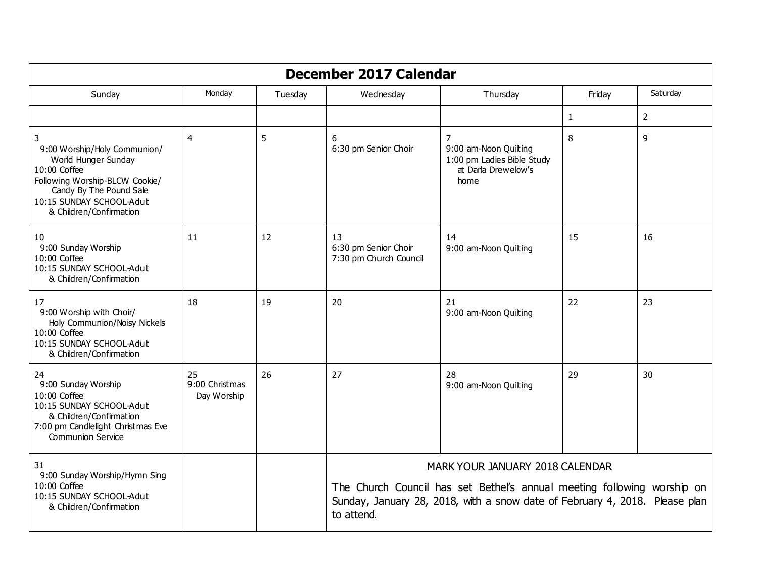# December 2017 Calendar

| Sunday | Monday | Tuesday | Wednesday | Thursday | Friday | Saturday |
|---|---|---|---|---|---|---|
| | | | | | 1 | 2 |
| 3<br>9:00 Worship/Holy Communion/ World Hunger Sunday<br>10:00 Coffee<br>Following Worship-BLCW Cookie/ Candy By The Pound Sale<br>10:15 SUNDAY SCHOOL-Adult & Children/Confirmation | 4 | 5 | 6<br>6:30 pm Senior Choir | 7<br>9:00 am-Noon Quilting<br>1:00 pm Ladies Bible Study at Darla Drewelow's home | 8 | 9 |
| 10<br>9:00 Sunday Worship<br>10:00 Coffee<br>10:15 SUNDAY SCHOOL-Adult & Children/Confirmation | 11 | 12 | 13<br>6:30 pm Senior Choir<br>7:30 pm Church Council | 14<br>9:00 am-Noon Quilting | 15 | 16 |
| 17<br>9:00 Worship with Choir/ Holy Communion/Noisy Nickels<br>10:00 Coffee<br>10:15 SUNDAY SCHOOL-Adult & Children/Confirmation | 18 | 19 | 20 | 21<br>9:00 am-Noon Quilting | 22 | 23 |
| 24<br>9:00 Sunday Worship<br>10:00 Coffee<br>10:15 SUNDAY SCHOOL-Adult & Children/Confirmation<br>7:00 pm Candlelight Christmas Eve Communion Service | 25<br>9:00 Christmas Day Worship | 26 | 27 | 28<br>9:00 am-Noon Quilting | 29 | 30 |
| 31<br>9:00 Sunday Worship/Hymn Sing<br>10:00 Coffee<br>10:15 SUNDAY SCHOOL-Adult & Children/Confirmation | | | MARK YOUR JANUARY 2018 CALENDAR<br>The Church Council has set Bethel's annual meeting following worship on Sunday, January 28, 2018, with a snow date of February 4, 2018. Please plan to attend. | | | |